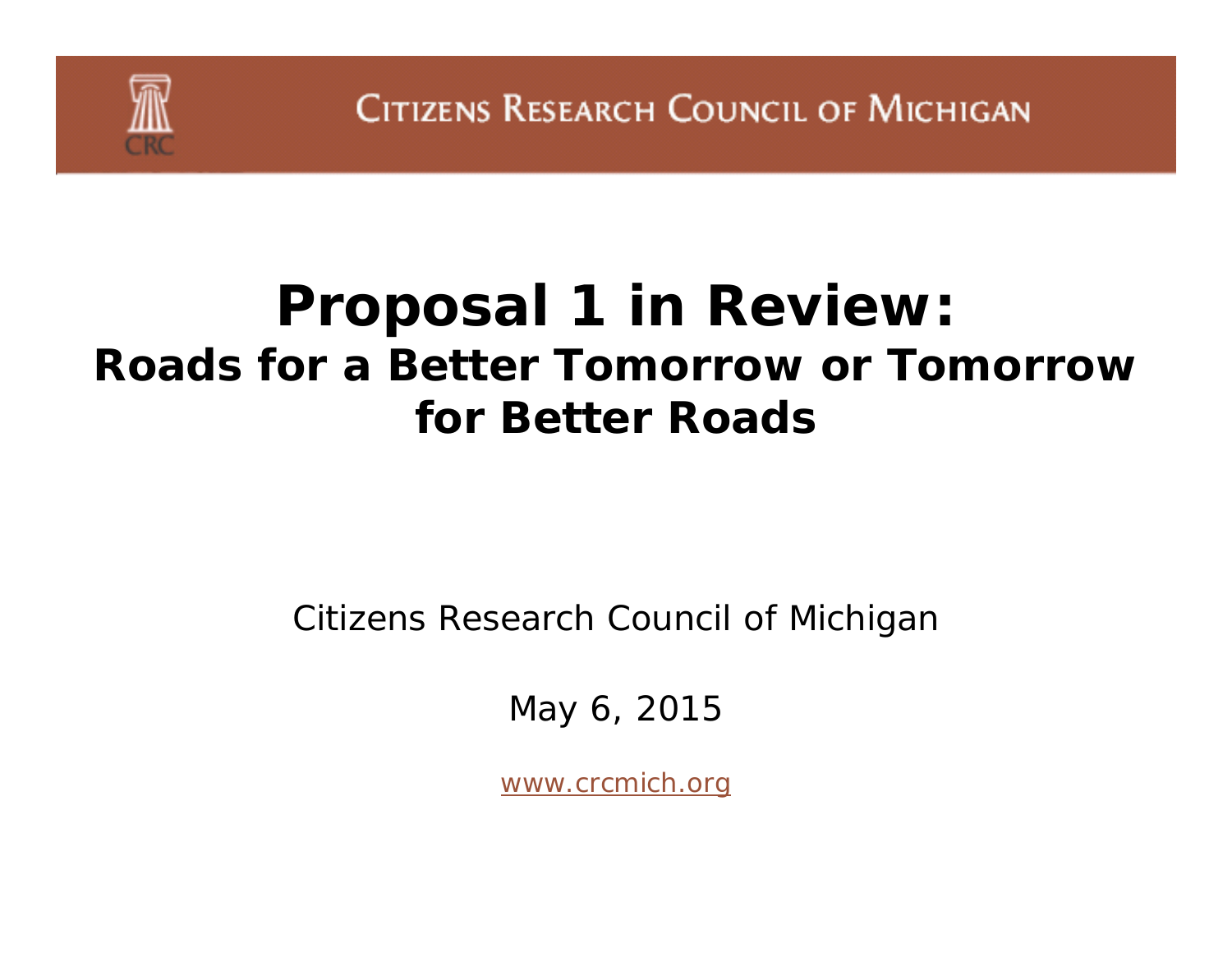Citizens Research Council of Michigan

# Proposal 1 in Review:

## Roads for a Better Tomorrow or Tomorrow for Better Roads

Citizens Research Council of Michigan

May 6, 2015

www.crcmich.org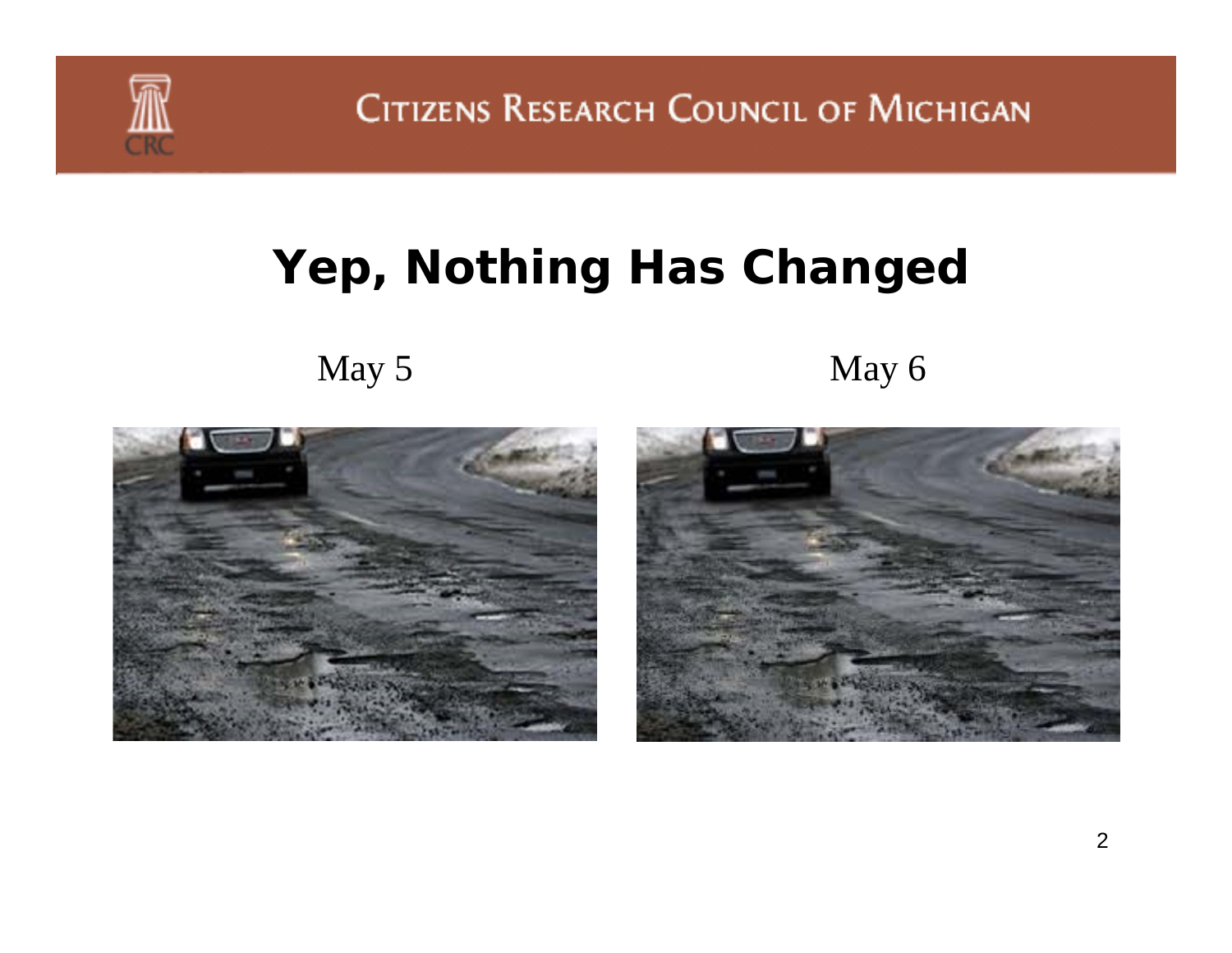# Yep, Nothing Has Changed

May 5

May 6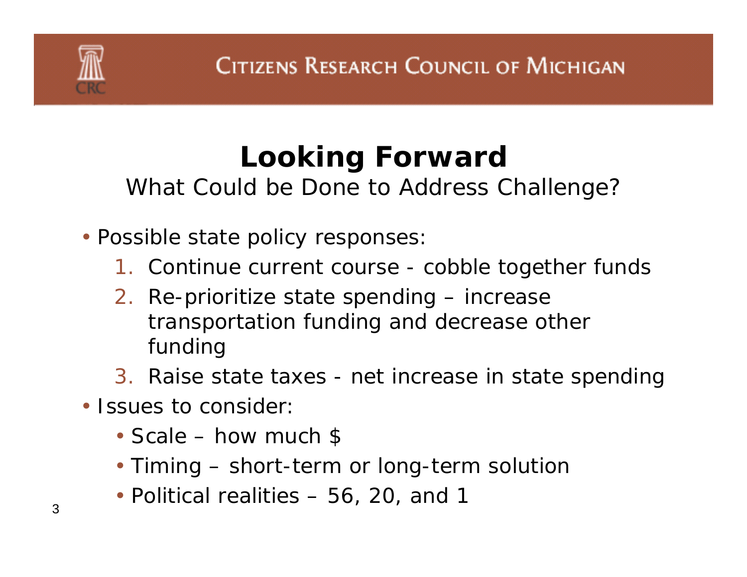# Looking Forward

What Could be Done to Address Challenge?

- Possible state policy responses:
  1. Continue current course - cobble together funds
  2. Re-prioritize state spending – increase transportation funding and decrease other funding
  3. Raise state taxes - net increase in state spending
- Issues to consider:
  - Scale – how much $
  - Timing – short-term or long-term solution
  - Political realities – 56, 20, and 1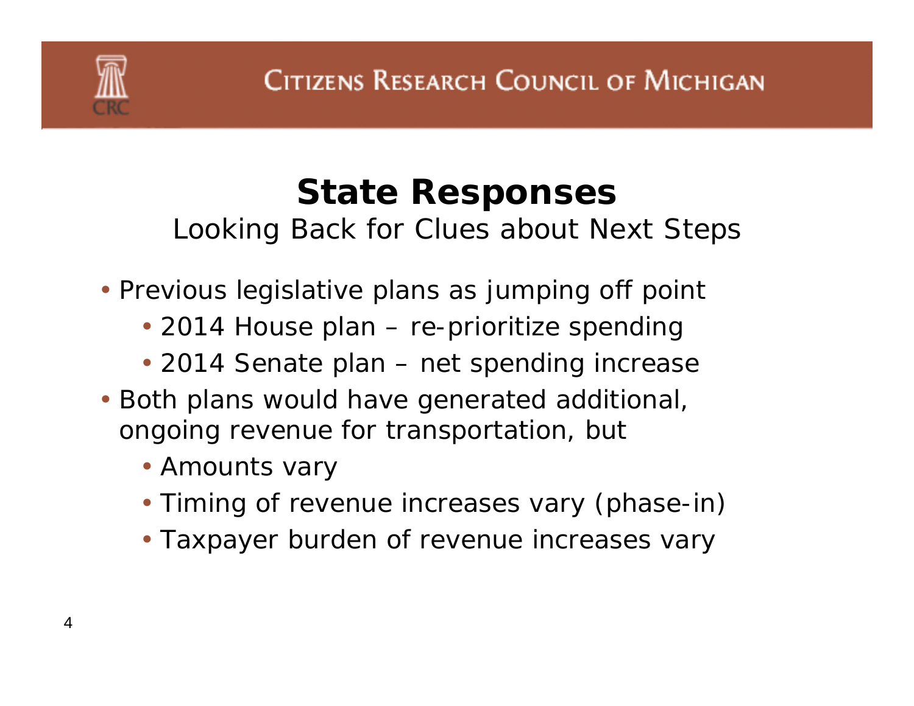# State Responses

Looking Back for Clues about Next Steps

- Previous legislative plans as jumping off point
  - 2014 House plan – re-prioritize spending
  - 2014 Senate plan – net spending increase
- Both plans would have generated additional, ongoing revenue for transportation, but
  - Amounts vary
  - Timing of revenue increases vary (phase-in)
  - Taxpayer burden of revenue increases vary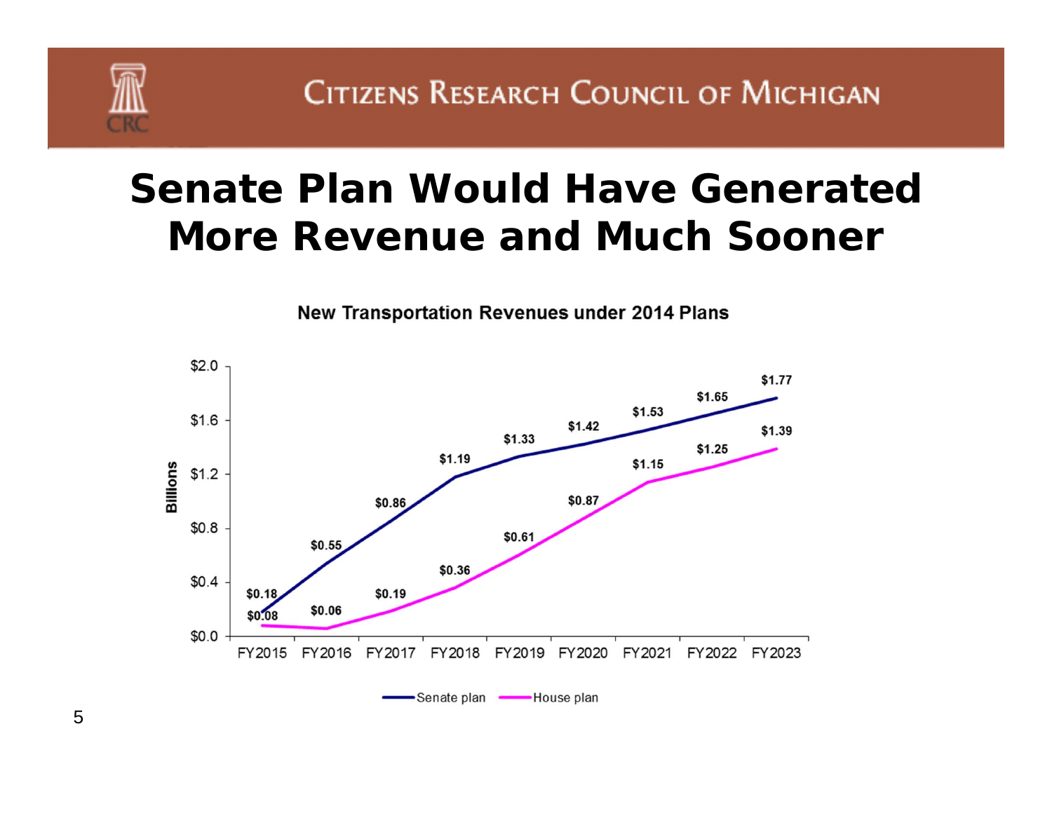# Senate Plan Would Have Generated More Revenue and Much Sooner

**New Transportation Revenues under 2014 Plans**

| Billions | FY2015 | FY2016 | FY2017 | FY2018 | FY2019 | FY2020 | FY2021 | FY2022 | FY2023 |
|---|---|---|---|---|---|---|---|---|---|
| Senate plan | $0.18 | $0.55 | $0.86 | $1.19 | $1.33 | $1.42 | $1.53 | $1.65 | $1.77 |
| House plan | $0.08 | $0.06 | $0.19 | $0.36 | $0.61 | $0.87 | $1.15 | $1.25 | $1.39 |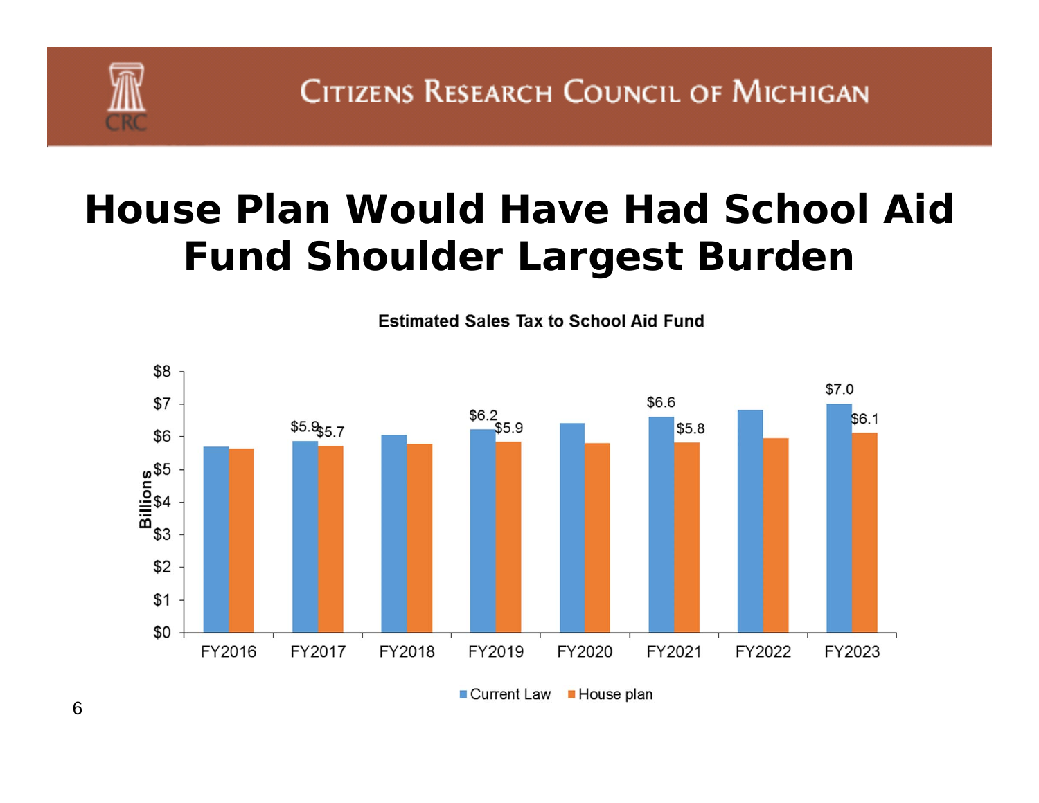# House Plan Would Have Had School Aid Fund Shoulder Largest Burden

**Estimated Sales Tax to School Aid Fund**

| Fiscal Year | Current Law (Billions) | House plan (Billions) |
|---|---|---|
| FY2016 | | |
| FY2017 | $5.9 | $5.7 |
| FY2018 | | |
| FY2019 | $6.2 | $5.9 |
| FY2020 | | |
| FY2021 | $6.6 | $5.8 |
| FY2022 | | |
| FY2023 | $7.0 | $6.1 |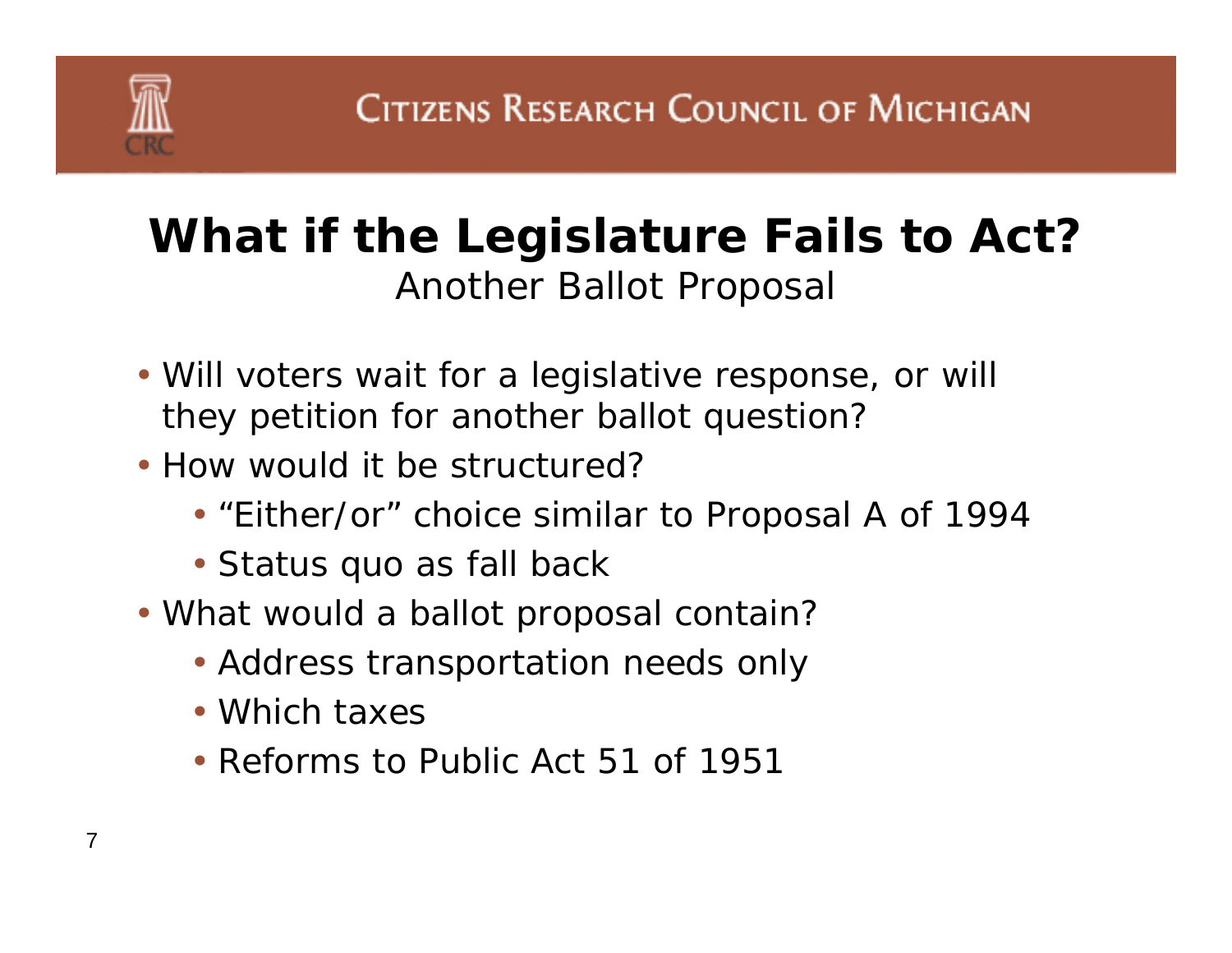# What if the Legislature Fails to Act?

## Another Ballot Proposal

- Will voters wait for a legislative response, or will they petition for another ballot question?
- How would it be structured?
  - "Either/or" choice similar to Proposal A of 1994
  - Status quo as fall back
- What would a ballot proposal contain?
  - Address transportation needs only
  - Which taxes
  - Reforms to Public Act 51 of 1951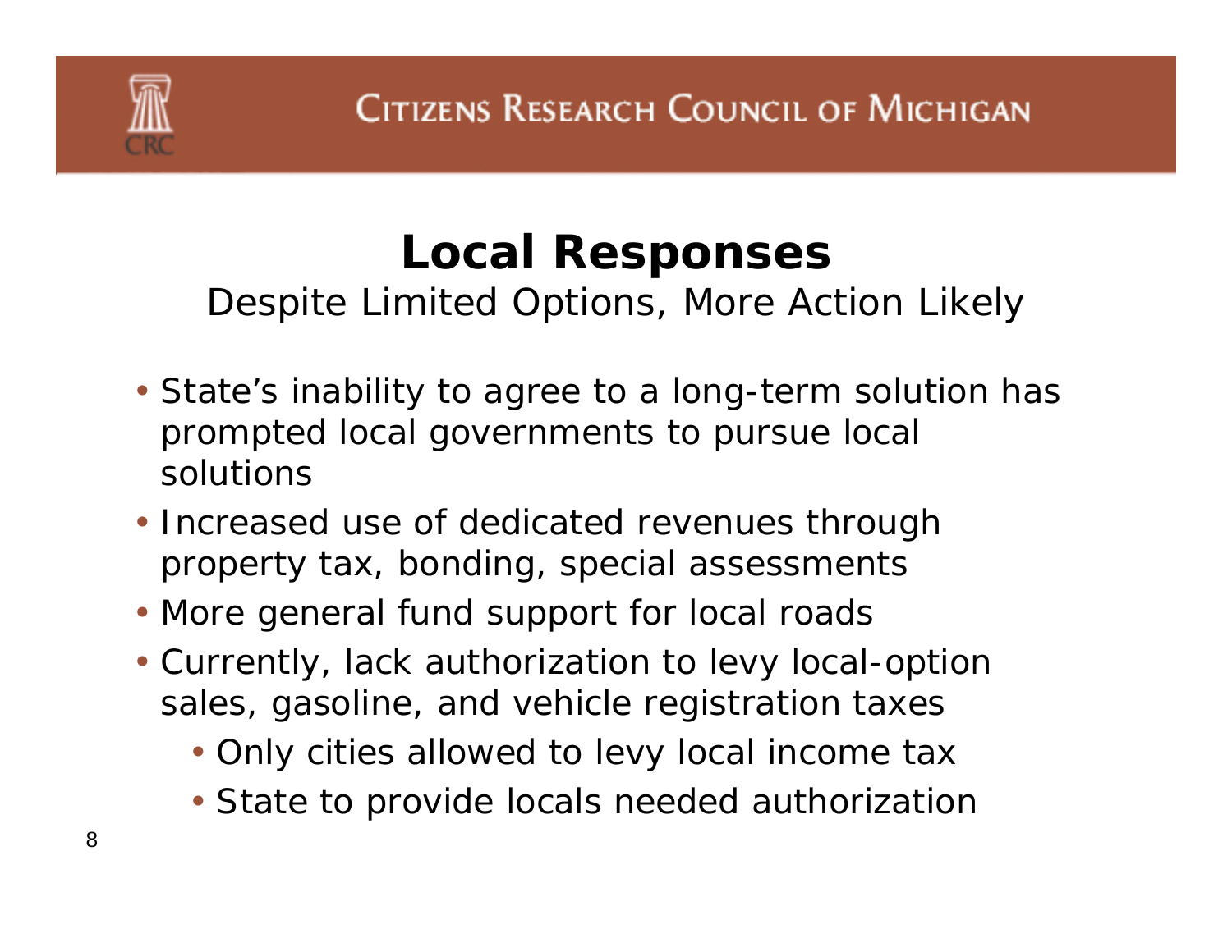# Local Responses

Despite Limited Options, More Action Likely

- State's inability to agree to a long-term solution has prompted local governments to pursue local solutions
- Increased use of dedicated revenues through property tax, bonding, special assessments
- More general fund support for local roads
- Currently, lack authorization to levy local-option sales, gasoline, and vehicle registration taxes
  - Only cities allowed to levy local income tax
  - State to provide locals needed authorization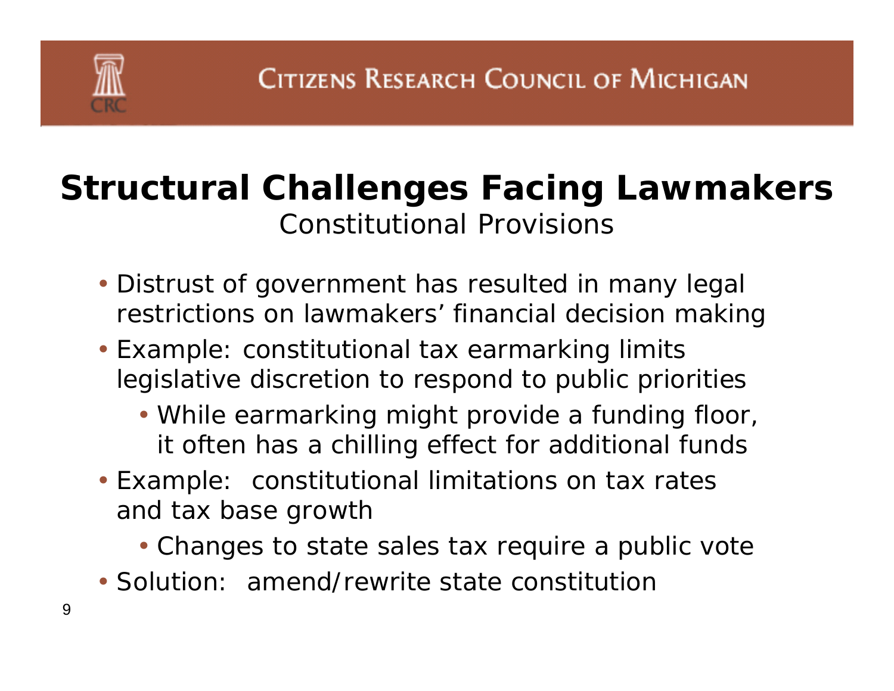# Structural Challenges Facing Lawmakers

## Constitutional Provisions

- Distrust of government has resulted in many legal restrictions on lawmakers' financial decision making
- Example: constitutional tax earmarking limits legislative discretion to respond to public priorities
  - While earmarking might provide a funding floor, it often has a chilling effect for additional funds
- Example: constitutional limitations on tax rates and tax base growth
  - Changes to state sales tax require a public vote
- Solution: amend/rewrite state constitution